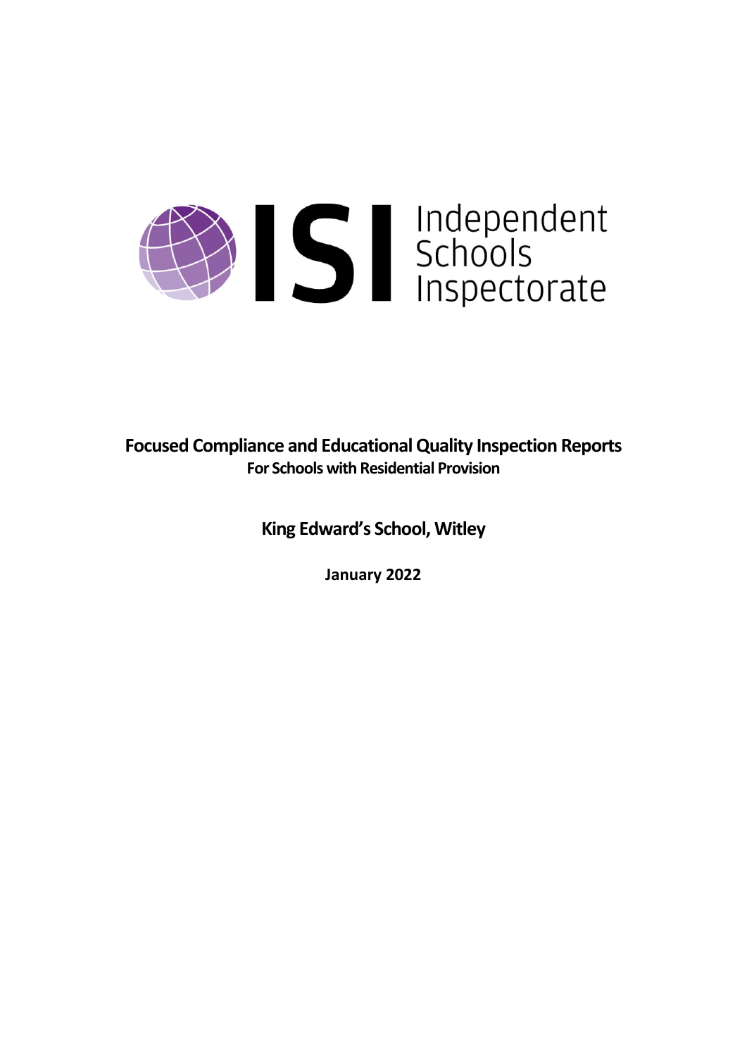Independent Schools Inspectorate

# Focused Compliance and Educational Quality Inspection Reports

**For Schools with Residential Provision**

## King Edward's School, Witley

**January 2022**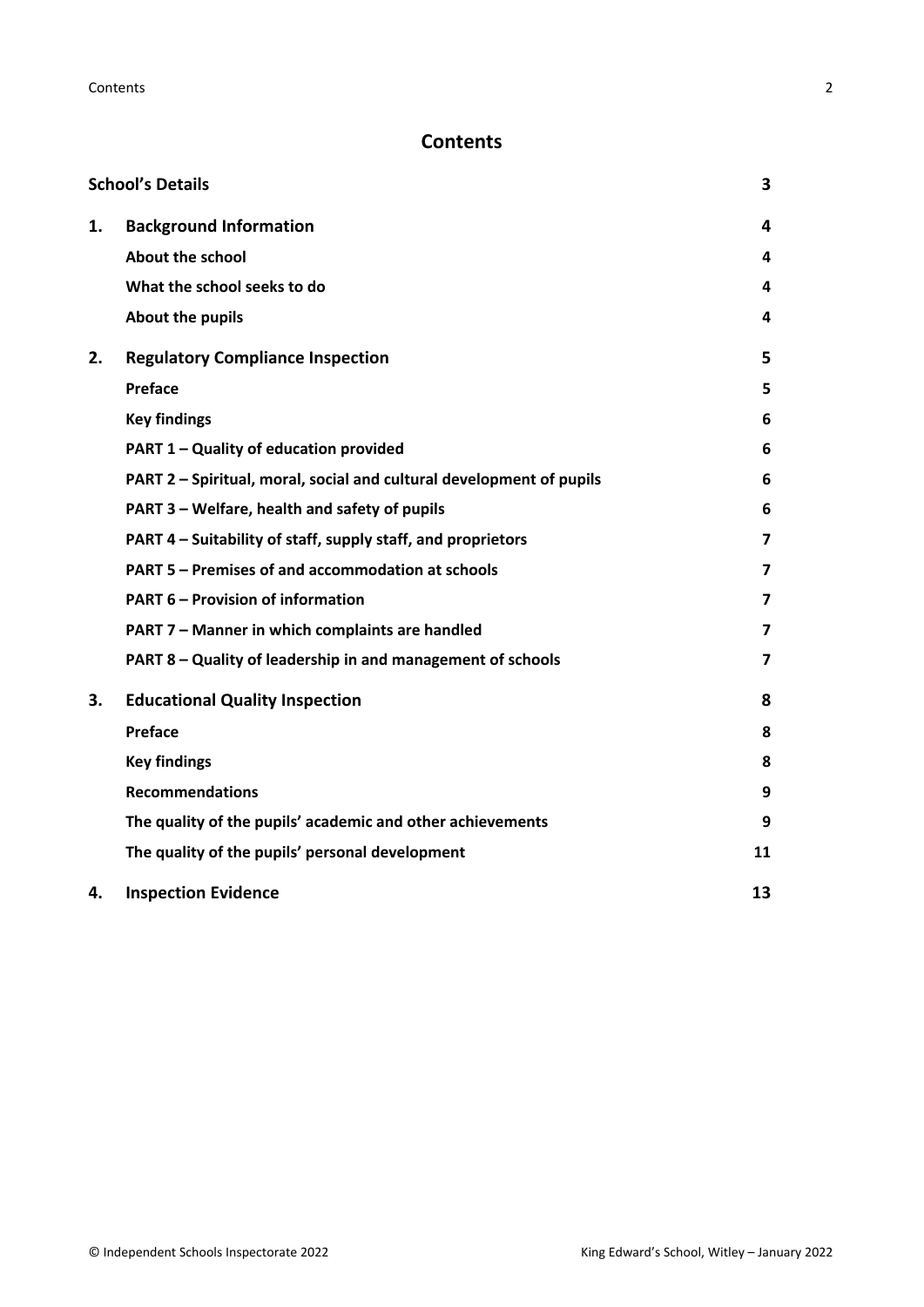# Contents

| | | |
|---|---|---|
| **School's Details** | | **3** |
| **1.** | **Background Information** | **4** |
| | **About the school** | **4** |
| | **What the school seeks to do** | **4** |
| | **About the pupils** | **4** |
| **2.** | **Regulatory Compliance Inspection** | **5** |
| | **Preface** | **5** |
| | **Key findings** | **6** |
| | **PART 1 – Quality of education provided** | **6** |
| | **PART 2 – Spiritual, moral, social and cultural development of pupils** | **6** |
| | **PART 3 – Welfare, health and safety of pupils** | **6** |
| | **PART 4 – Suitability of staff, supply staff, and proprietors** | **7** |
| | **PART 5 – Premises of and accommodation at schools** | **7** |
| | **PART 6 – Provision of information** | **7** |
| | **PART 7 – Manner in which complaints are handled** | **7** |
| | **PART 8 – Quality of leadership in and management of schools** | **7** |
| **3.** | **Educational Quality Inspection** | **8** |
| | **Preface** | **8** |
| | **Key findings** | **8** |
| | **Recommendations** | **9** |
| | **The quality of the pupils' academic and other achievements** | **9** |
| | **The quality of the pupils' personal development** | **11** |
| **4.** | **Inspection Evidence** | **13** |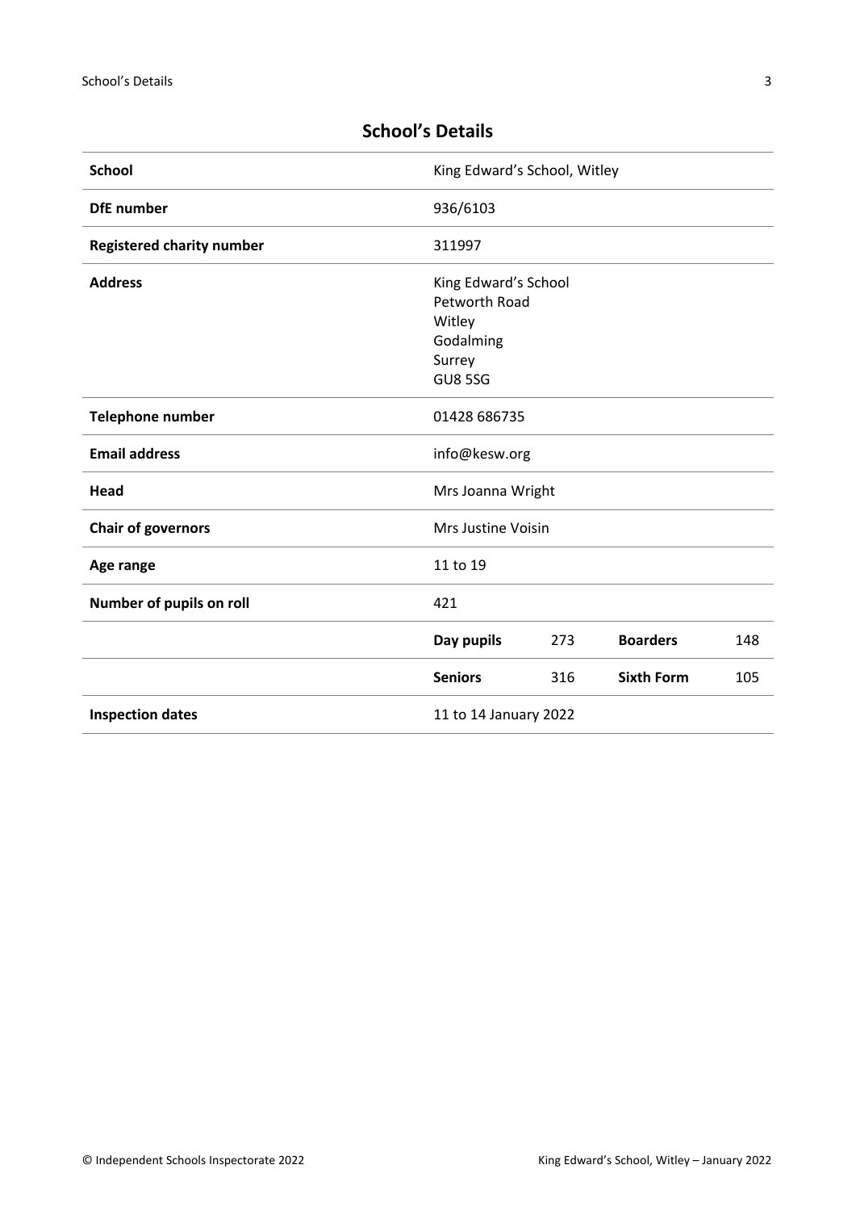## School's Details

| | | | | |
|---|---|---|---|---|
| **School** | King Edward's School, Witley | | | |
| **DfE number** | 936/6103 | | | |
| **Registered charity number** | 311997 | | | |
| **Address** | King Edward's School<br>Petworth Road<br>Witley<br>Godalming<br>Surrey<br>GU8 5SG | | | |
| **Telephone number** | 01428 686735 | | | |
| **Email address** | info@kesw.org | | | |
| **Head** | Mrs Joanna Wright | | | |
| **Chair of governors** | Mrs Justine Voisin | | | |
| **Age range** | 11 to 19 | | | |
| **Number of pupils on roll** | 421 | | | |
| | **Day pupils** | 273 | **Boarders** | 148 |
| | **Seniors** | 316 | **Sixth Form** | 105 |
| **Inspection dates** | 11 to 14 January 2022 | | | |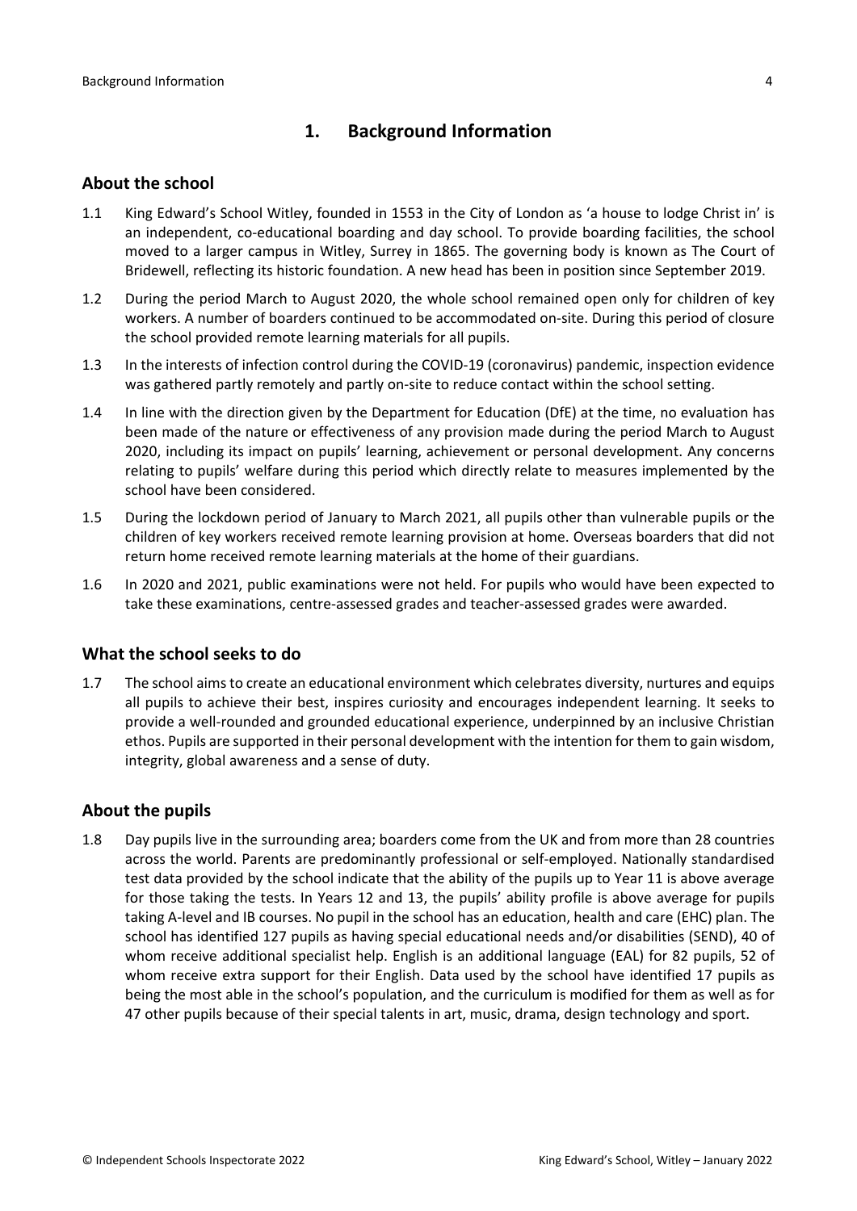# 1. Background Information

## About the school

1.1 King Edward's School Witley, founded in 1553 in the City of London as 'a house to lodge Christ in' is an independent, co-educational boarding and day school. To provide boarding facilities, the school moved to a larger campus in Witley, Surrey in 1865. The governing body is known as The Court of Bridewell, reflecting its historic foundation. A new head has been in position since September 2019.

1.2 During the period March to August 2020, the whole school remained open only for children of key workers. A number of boarders continued to be accommodated on-site. During this period of closure the school provided remote learning materials for all pupils.

1.3 In the interests of infection control during the COVID-19 (coronavirus) pandemic, inspection evidence was gathered partly remotely and partly on-site to reduce contact within the school setting.

1.4 In line with the direction given by the Department for Education (DfE) at the time, no evaluation has been made of the nature or effectiveness of any provision made during the period March to August 2020, including its impact on pupils' learning, achievement or personal development. Any concerns relating to pupils' welfare during this period which directly relate to measures implemented by the school have been considered.

1.5 During the lockdown period of January to March 2021, all pupils other than vulnerable pupils or the children of key workers received remote learning provision at home. Overseas boarders that did not return home received remote learning materials at the home of their guardians.

1.6 In 2020 and 2021, public examinations were not held. For pupils who would have been expected to take these examinations, centre-assessed grades and teacher-assessed grades were awarded.

## What the school seeks to do

1.7 The school aims to create an educational environment which celebrates diversity, nurtures and equips all pupils to achieve their best, inspires curiosity and encourages independent learning. It seeks to provide a well-rounded and grounded educational experience, underpinned by an inclusive Christian ethos. Pupils are supported in their personal development with the intention for them to gain wisdom, integrity, global awareness and a sense of duty.

## About the pupils

1.8 Day pupils live in the surrounding area; boarders come from the UK and from more than 28 countries across the world. Parents are predominantly professional or self-employed. Nationally standardised test data provided by the school indicate that the ability of the pupils up to Year 11 is above average for those taking the tests. In Years 12 and 13, the pupils' ability profile is above average for pupils taking A-level and IB courses. No pupil in the school has an education, health and care (EHC) plan. The school has identified 127 pupils as having special educational needs and/or disabilities (SEND), 40 of whom receive additional specialist help. English is an additional language (EAL) for 82 pupils, 52 of whom receive extra support for their English. Data used by the school have identified 17 pupils as being the most able in the school's population, and the curriculum is modified for them as well as for 47 other pupils because of their special talents in art, music, drama, design technology and sport.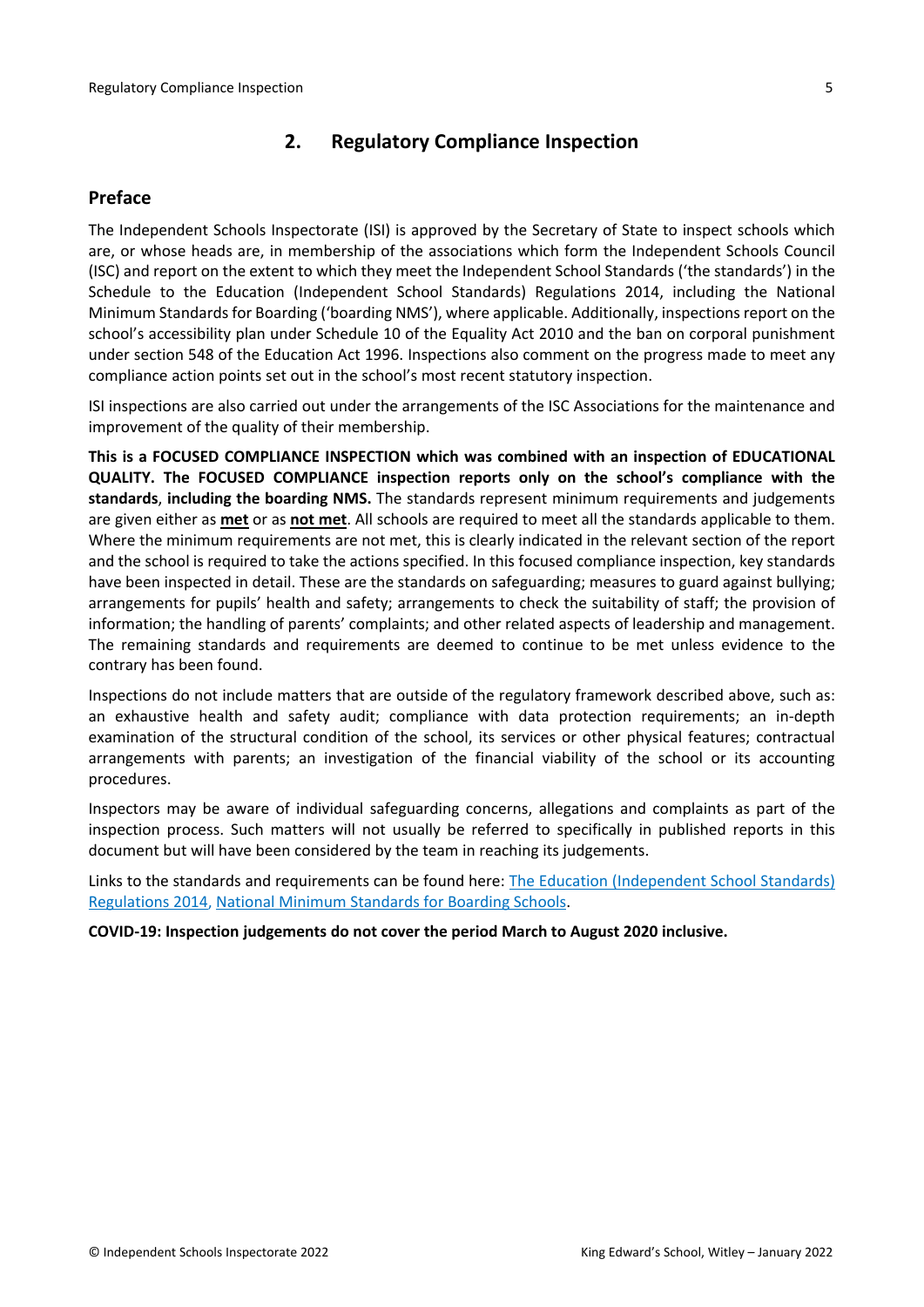## 2. Regulatory Compliance Inspection

### Preface

The Independent Schools Inspectorate (ISI) is approved by the Secretary of State to inspect schools which are, or whose heads are, in membership of the associations which form the Independent Schools Council (ISC) and report on the extent to which they meet the Independent School Standards ('the standards') in the Schedule to the Education (Independent School Standards) Regulations 2014, including the National Minimum Standards for Boarding ('boarding NMS'), where applicable. Additionally, inspections report on the school's accessibility plan under Schedule 10 of the Equality Act 2010 and the ban on corporal punishment under section 548 of the Education Act 1996. Inspections also comment on the progress made to meet any compliance action points set out in the school's most recent statutory inspection.

ISI inspections are also carried out under the arrangements of the ISC Associations for the maintenance and improvement of the quality of their membership.

**This is a FOCUSED COMPLIANCE INSPECTION which was combined with an inspection of EDUCATIONAL QUALITY. The FOCUSED COMPLIANCE inspection reports only on the school's compliance with the standards**, **including the boarding NMS.** The standards represent minimum requirements and judgements are given either as **met** or as **not met**. All schools are required to meet all the standards applicable to them. Where the minimum requirements are not met, this is clearly indicated in the relevant section of the report and the school is required to take the actions specified. In this focused compliance inspection, key standards have been inspected in detail. These are the standards on safeguarding; measures to guard against bullying; arrangements for pupils' health and safety; arrangements to check the suitability of staff; the provision of information; the handling of parents' complaints; and other related aspects of leadership and management. The remaining standards and requirements are deemed to continue to be met unless evidence to the contrary has been found.

Inspections do not include matters that are outside of the regulatory framework described above, such as: an exhaustive health and safety audit; compliance with data protection requirements; an in-depth examination of the structural condition of the school, its services or other physical features; contractual arrangements with parents; an investigation of the financial viability of the school or its accounting procedures.

Inspectors may be aware of individual safeguarding concerns, allegations and complaints as part of the inspection process. Such matters will not usually be referred to specifically in published reports in this document but will have been considered by the team in reaching its judgements.

Links to the standards and requirements can be found here: The Education (Independent School Standards) Regulations 2014, National Minimum Standards for Boarding Schools.

**COVID-19: Inspection judgements do not cover the period March to August 2020 inclusive.**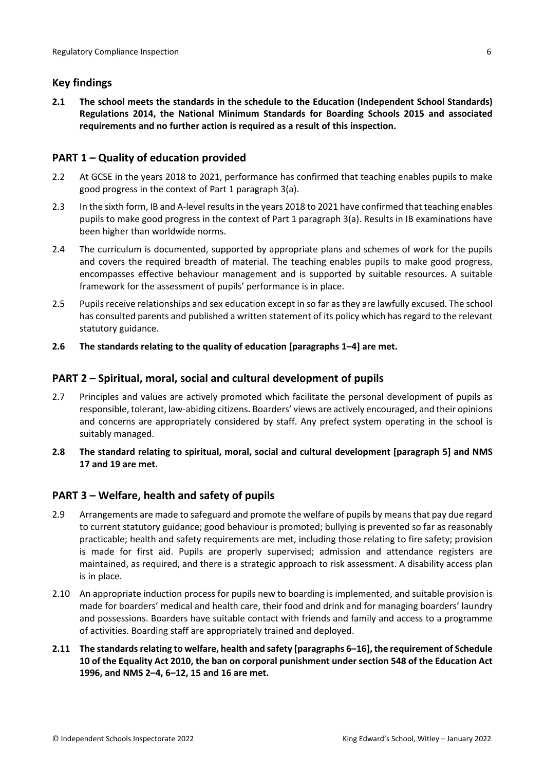## Key findings

**2.1 The school meets the standards in the schedule to the Education (Independent School Standards) Regulations 2014, the National Minimum Standards for Boarding Schools 2015 and associated requirements and no further action is required as a result of this inspection.**

## PART 1 – Quality of education provided

2.2 At GCSE in the years 2018 to 2021, performance has confirmed that teaching enables pupils to make good progress in the context of Part 1 paragraph 3(a).

2.3 In the sixth form, IB and A-level results in the years 2018 to 2021 have confirmed that teaching enables pupils to make good progress in the context of Part 1 paragraph 3(a). Results in IB examinations have been higher than worldwide norms.

2.4 The curriculum is documented, supported by appropriate plans and schemes of work for the pupils and covers the required breadth of material. The teaching enables pupils to make good progress, encompasses effective behaviour management and is supported by suitable resources. A suitable framework for the assessment of pupils' performance is in place.

2.5 Pupils receive relationships and sex education except in so far as they are lawfully excused. The school has consulted parents and published a written statement of its policy which has regard to the relevant statutory guidance.

**2.6 The standards relating to the quality of education [paragraphs 1–4] are met.**

## PART 2 – Spiritual, moral, social and cultural development of pupils

2.7 Principles and values are actively promoted which facilitate the personal development of pupils as responsible, tolerant, law-abiding citizens. Boarders' views are actively encouraged, and their opinions and concerns are appropriately considered by staff. Any prefect system operating in the school is suitably managed.

**2.8 The standard relating to spiritual, moral, social and cultural development [paragraph 5] and NMS 17 and 19 are met.**

## PART 3 – Welfare, health and safety of pupils

2.9 Arrangements are made to safeguard and promote the welfare of pupils by means that pay due regard to current statutory guidance; good behaviour is promoted; bullying is prevented so far as reasonably practicable; health and safety requirements are met, including those relating to fire safety; provision is made for first aid. Pupils are properly supervised; admission and attendance registers are maintained, as required, and there is a strategic approach to risk assessment. A disability access plan is in place.

2.10 An appropriate induction process for pupils new to boarding is implemented, and suitable provision is made for boarders' medical and health care, their food and drink and for managing boarders' laundry and possessions. Boarders have suitable contact with friends and family and access to a programme of activities. Boarding staff are appropriately trained and deployed.

**2.11 The standards relating to welfare, health and safety [paragraphs 6–16], the requirement of Schedule 10 of the Equality Act 2010, the ban on corporal punishment under section 548 of the Education Act 1996, and NMS 2–4, 6–12, 15 and 16 are met.**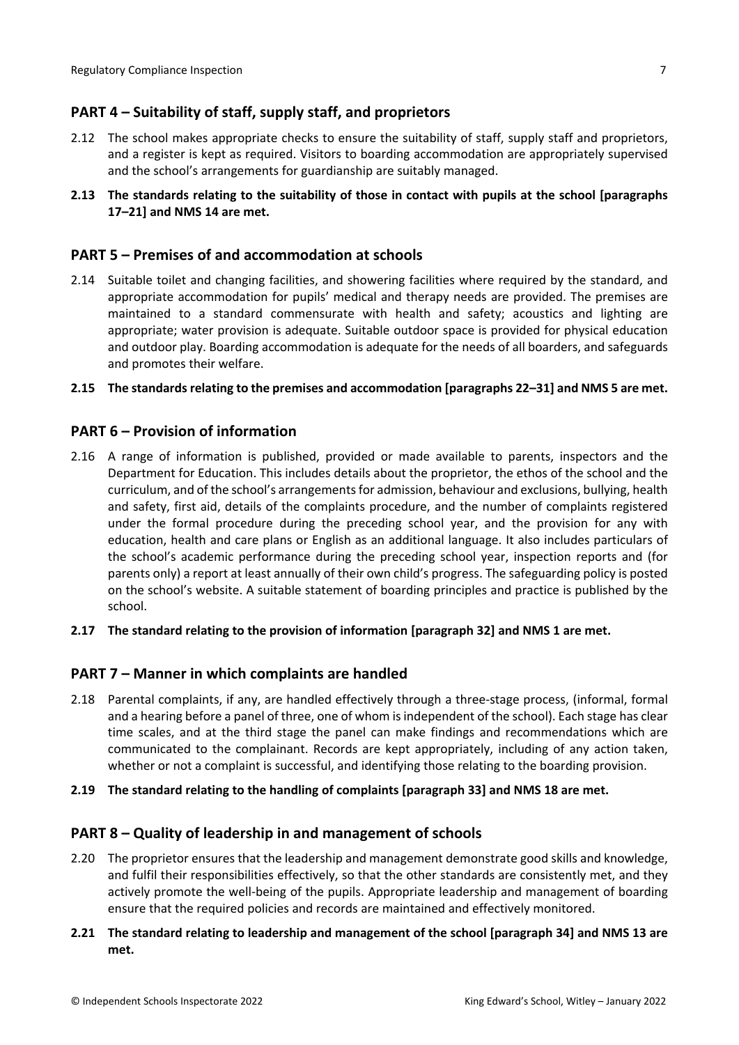## PART 4 – Suitability of staff, supply staff, and proprietors

2.12 The school makes appropriate checks to ensure the suitability of staff, supply staff and proprietors, and a register is kept as required. Visitors to boarding accommodation are appropriately supervised and the school's arrangements for guardianship are suitably managed.

**2.13 The standards relating to the suitability of those in contact with pupils at the school [paragraphs 17–21] and NMS 14 are met.**

## PART 5 – Premises of and accommodation at schools

2.14 Suitable toilet and changing facilities, and showering facilities where required by the standard, and appropriate accommodation for pupils' medical and therapy needs are provided. The premises are maintained to a standard commensurate with health and safety; acoustics and lighting are appropriate; water provision is adequate. Suitable outdoor space is provided for physical education and outdoor play. Boarding accommodation is adequate for the needs of all boarders, and safeguards and promotes their welfare.

**2.15 The standards relating to the premises and accommodation [paragraphs 22–31] and NMS 5 are met.**

## PART 6 – Provision of information

2.16 A range of information is published, provided or made available to parents, inspectors and the Department for Education. This includes details about the proprietor, the ethos of the school and the curriculum, and of the school's arrangements for admission, behaviour and exclusions, bullying, health and safety, first aid, details of the complaints procedure, and the number of complaints registered under the formal procedure during the preceding school year, and the provision for any with education, health and care plans or English as an additional language. It also includes particulars of the school's academic performance during the preceding school year, inspection reports and (for parents only) a report at least annually of their own child's progress. The safeguarding policy is posted on the school's website. A suitable statement of boarding principles and practice is published by the school.

**2.17 The standard relating to the provision of information [paragraph 32] and NMS 1 are met.**

## PART 7 – Manner in which complaints are handled

2.18 Parental complaints, if any, are handled effectively through a three-stage process, (informal, formal and a hearing before a panel of three, one of whom is independent of the school). Each stage has clear time scales, and at the third stage the panel can make findings and recommendations which are communicated to the complainant. Records are kept appropriately, including of any action taken, whether or not a complaint is successful, and identifying those relating to the boarding provision.

**2.19 The standard relating to the handling of complaints [paragraph 33] and NMS 18 are met.**

## PART 8 – Quality of leadership in and management of schools

2.20 The proprietor ensures that the leadership and management demonstrate good skills and knowledge, and fulfil their responsibilities effectively, so that the other standards are consistently met, and they actively promote the well-being of the pupils. Appropriate leadership and management of boarding ensure that the required policies and records are maintained and effectively monitored.

**2.21 The standard relating to leadership and management of the school [paragraph 34] and NMS 13 are met.**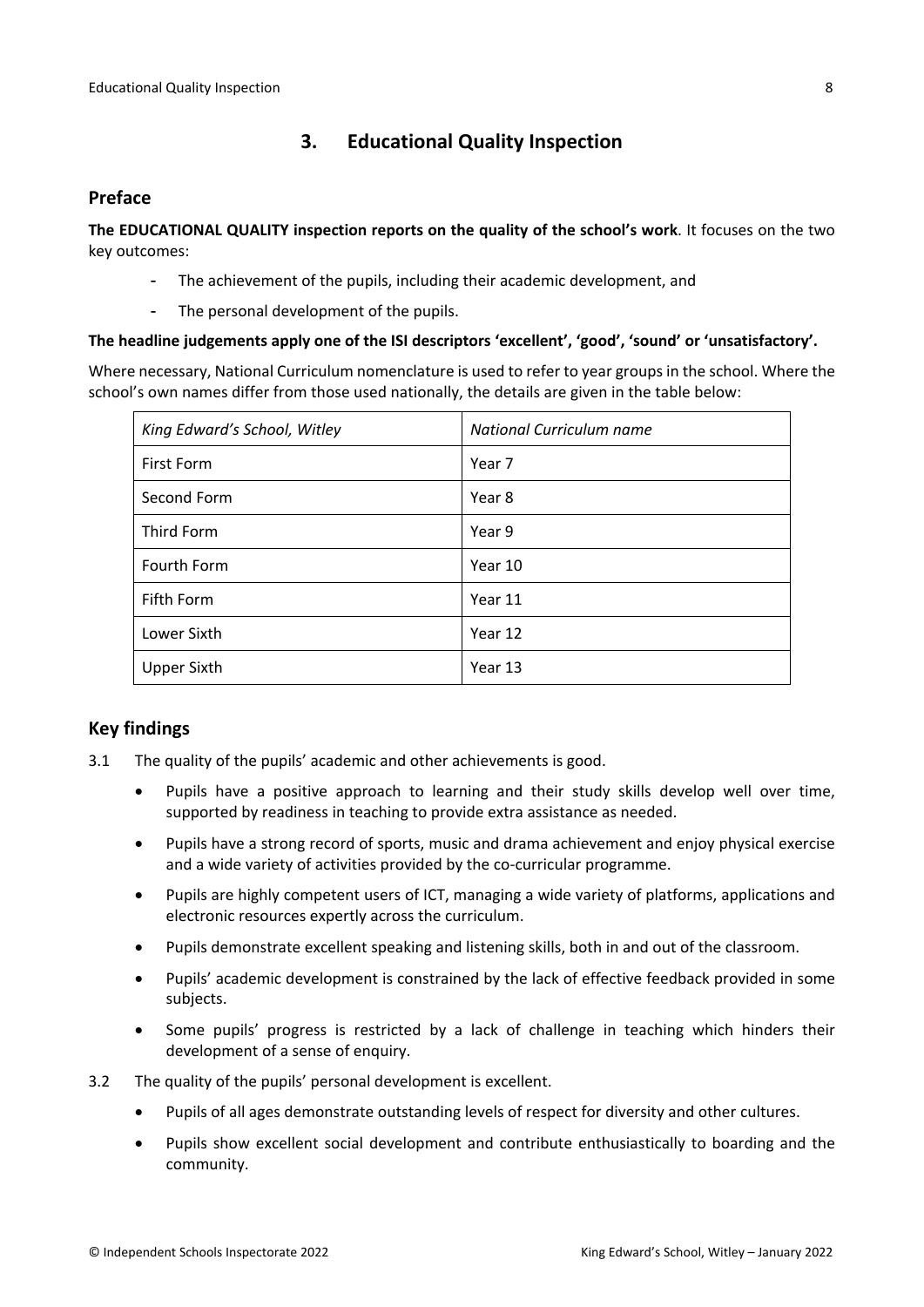## 3. Educational Quality Inspection

### Preface

**The EDUCATIONAL QUALITY inspection reports on the quality of the school's work**. It focuses on the two key outcomes:

- The achievement of the pupils, including their academic development, and
- The personal development of the pupils.

**The headline judgements apply one of the ISI descriptors 'excellent', 'good', 'sound' or 'unsatisfactory'.**

Where necessary, National Curriculum nomenclature is used to refer to year groups in the school. Where the school's own names differ from those used nationally, the details are given in the table below:

| *King Edward's School, Witley* | *National Curriculum name* |
|---|---|
| First Form | Year 7 |
| Second Form | Year 8 |
| Third Form | Year 9 |
| Fourth Form | Year 10 |
| Fifth Form | Year 11 |
| Lower Sixth | Year 12 |
| Upper Sixth | Year 13 |

### Key findings

3.1 The quality of the pupils' academic and other achievements is good.

- Pupils have a positive approach to learning and their study skills develop well over time, supported by readiness in teaching to provide extra assistance as needed.
- Pupils have a strong record of sports, music and drama achievement and enjoy physical exercise and a wide variety of activities provided by the co-curricular programme.
- Pupils are highly competent users of ICT, managing a wide variety of platforms, applications and electronic resources expertly across the curriculum.
- Pupils demonstrate excellent speaking and listening skills, both in and out of the classroom.
- Pupils' academic development is constrained by the lack of effective feedback provided in some subjects.
- Some pupils' progress is restricted by a lack of challenge in teaching which hinders their development of a sense of enquiry.

3.2 The quality of the pupils' personal development is excellent.

- Pupils of all ages demonstrate outstanding levels of respect for diversity and other cultures.
- Pupils show excellent social development and contribute enthusiastically to boarding and the community.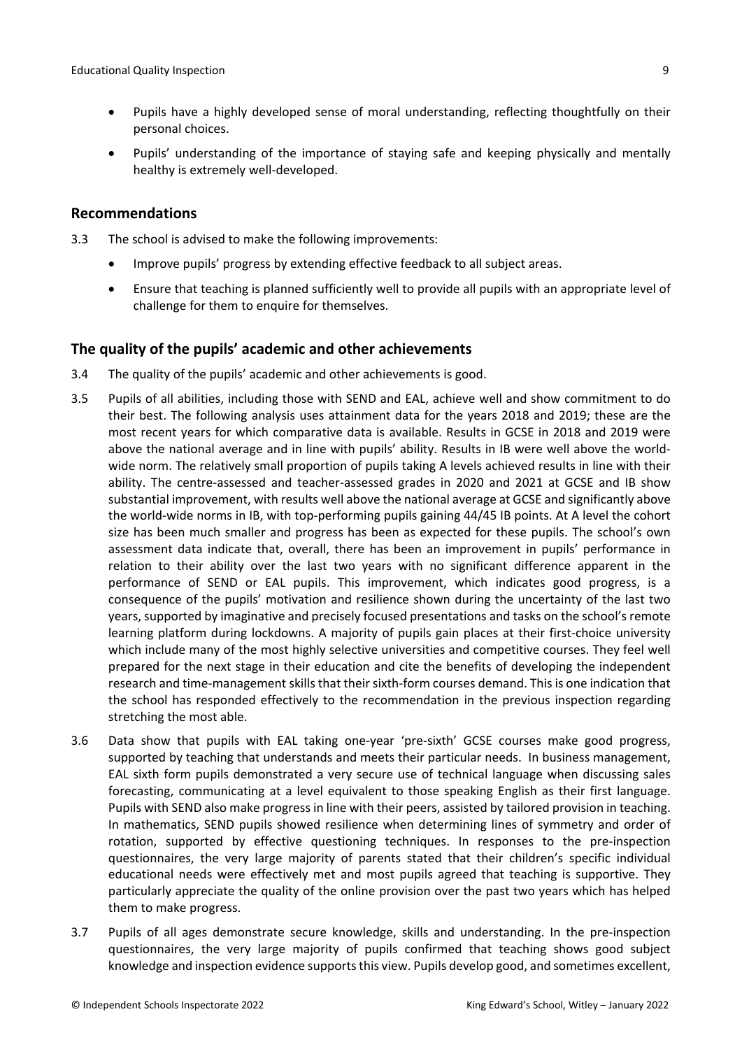- Pupils have a highly developed sense of moral understanding, reflecting thoughtfully on their personal choices.
- Pupils' understanding of the importance of staying safe and keeping physically and mentally healthy is extremely well-developed.

## Recommendations

3.3 The school is advised to make the following improvements:

- Improve pupils' progress by extending effective feedback to all subject areas.
- Ensure that teaching is planned sufficiently well to provide all pupils with an appropriate level of challenge for them to enquire for themselves.

## The quality of the pupils' academic and other achievements

3.4 The quality of the pupils' academic and other achievements is good.

3.5 Pupils of all abilities, including those with SEND and EAL, achieve well and show commitment to do their best. The following analysis uses attainment data for the years 2018 and 2019; these are the most recent years for which comparative data is available. Results in GCSE in 2018 and 2019 were above the national average and in line with pupils' ability. Results in IB were well above the world-wide norm. The relatively small proportion of pupils taking A levels achieved results in line with their ability. The centre-assessed and teacher-assessed grades in 2020 and 2021 at GCSE and IB show substantial improvement, with results well above the national average at GCSE and significantly above the world-wide norms in IB, with top-performing pupils gaining 44/45 IB points. At A level the cohort size has been much smaller and progress has been as expected for these pupils. The school's own assessment data indicate that, overall, there has been an improvement in pupils' performance in relation to their ability over the last two years with no significant difference apparent in the performance of SEND or EAL pupils. This improvement, which indicates good progress, is a consequence of the pupils' motivation and resilience shown during the uncertainty of the last two years, supported by imaginative and precisely focused presentations and tasks on the school's remote learning platform during lockdowns. A majority of pupils gain places at their first-choice university which include many of the most highly selective universities and competitive courses. They feel well prepared for the next stage in their education and cite the benefits of developing the independent research and time-management skills that their sixth-form courses demand. This is one indication that the school has responded effectively to the recommendation in the previous inspection regarding stretching the most able.

3.6 Data show that pupils with EAL taking one-year 'pre-sixth' GCSE courses make good progress, supported by teaching that understands and meets their particular needs. In business management, EAL sixth form pupils demonstrated a very secure use of technical language when discussing sales forecasting, communicating at a level equivalent to those speaking English as their first language. Pupils with SEND also make progress in line with their peers, assisted by tailored provision in teaching. In mathematics, SEND pupils showed resilience when determining lines of symmetry and order of rotation, supported by effective questioning techniques. In responses to the pre-inspection questionnaires, the very large majority of parents stated that their children's specific individual educational needs were effectively met and most pupils agreed that teaching is supportive. They particularly appreciate the quality of the online provision over the past two years which has helped them to make progress.

3.7 Pupils of all ages demonstrate secure knowledge, skills and understanding. In the pre-inspection questionnaires, the very large majority of pupils confirmed that teaching shows good subject knowledge and inspection evidence supports this view. Pupils develop good, and sometimes excellent,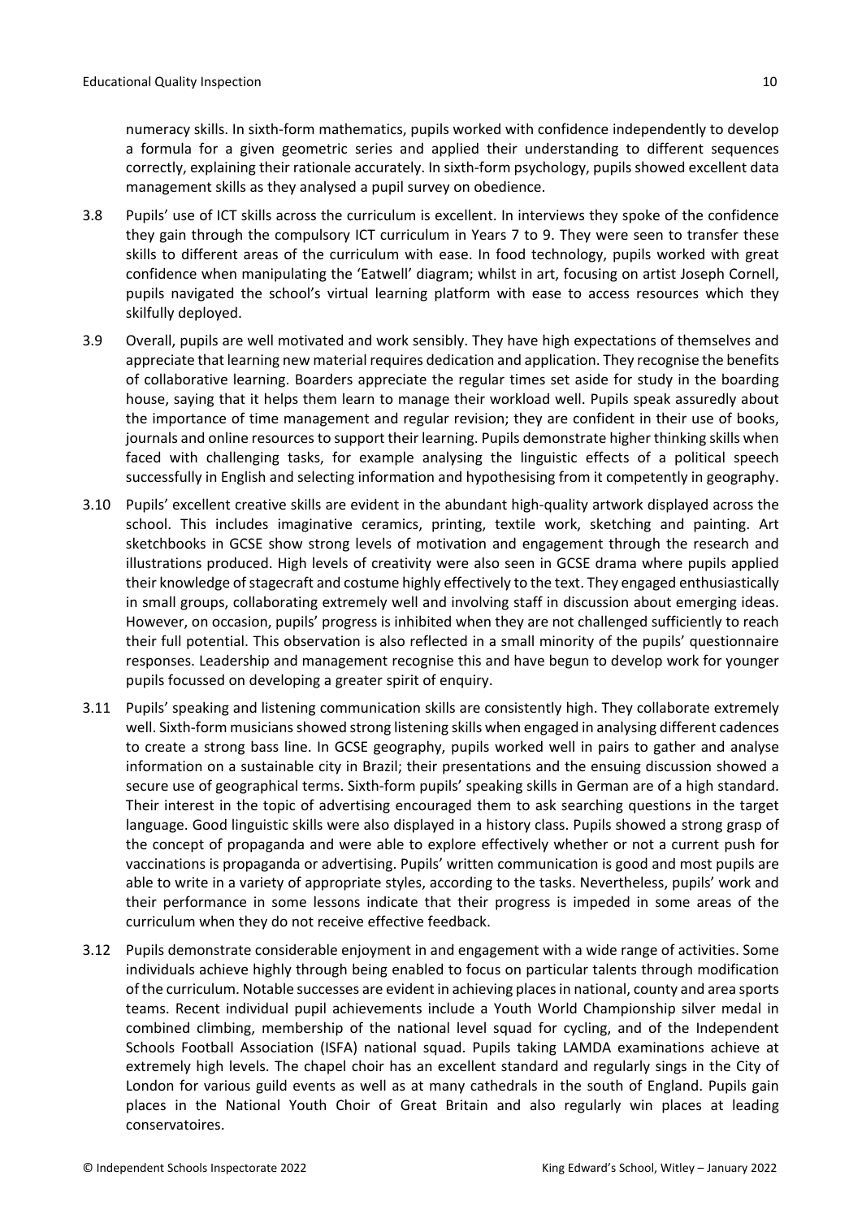numeracy skills. In sixth-form mathematics, pupils worked with confidence independently to develop a formula for a given geometric series and applied their understanding to different sequences correctly, explaining their rationale accurately. In sixth-form psychology, pupils showed excellent data management skills as they analysed a pupil survey on obedience.

3.8 Pupils' use of ICT skills across the curriculum is excellent. In interviews they spoke of the confidence they gain through the compulsory ICT curriculum in Years 7 to 9. They were seen to transfer these skills to different areas of the curriculum with ease. In food technology, pupils worked with great confidence when manipulating the 'Eatwell' diagram; whilst in art, focusing on artist Joseph Cornell, pupils navigated the school's virtual learning platform with ease to access resources which they skilfully deployed.

3.9 Overall, pupils are well motivated and work sensibly. They have high expectations of themselves and appreciate that learning new material requires dedication and application. They recognise the benefits of collaborative learning. Boarders appreciate the regular times set aside for study in the boarding house, saying that it helps them learn to manage their workload well. Pupils speak assuredly about the importance of time management and regular revision; they are confident in their use of books, journals and online resources to support their learning. Pupils demonstrate higher thinking skills when faced with challenging tasks, for example analysing the linguistic effects of a political speech successfully in English and selecting information and hypothesising from it competently in geography.

3.10 Pupils' excellent creative skills are evident in the abundant high-quality artwork displayed across the school. This includes imaginative ceramics, printing, textile work, sketching and painting. Art sketchbooks in GCSE show strong levels of motivation and engagement through the research and illustrations produced. High levels of creativity were also seen in GCSE drama where pupils applied their knowledge of stagecraft and costume highly effectively to the text. They engaged enthusiastically in small groups, collaborating extremely well and involving staff in discussion about emerging ideas. However, on occasion, pupils' progress is inhibited when they are not challenged sufficiently to reach their full potential. This observation is also reflected in a small minority of the pupils' questionnaire responses. Leadership and management recognise this and have begun to develop work for younger pupils focussed on developing a greater spirit of enquiry.

3.11 Pupils' speaking and listening communication skills are consistently high. They collaborate extremely well. Sixth-form musicians showed strong listening skills when engaged in analysing different cadences to create a strong bass line. In GCSE geography, pupils worked well in pairs to gather and analyse information on a sustainable city in Brazil; their presentations and the ensuing discussion showed a secure use of geographical terms. Sixth-form pupils' speaking skills in German are of a high standard. Their interest in the topic of advertising encouraged them to ask searching questions in the target language. Good linguistic skills were also displayed in a history class. Pupils showed a strong grasp of the concept of propaganda and were able to explore effectively whether or not a current push for vaccinations is propaganda or advertising. Pupils' written communication is good and most pupils are able to write in a variety of appropriate styles, according to the tasks. Nevertheless, pupils' work and their performance in some lessons indicate that their progress is impeded in some areas of the curriculum when they do not receive effective feedback.

3.12 Pupils demonstrate considerable enjoyment in and engagement with a wide range of activities. Some individuals achieve highly through being enabled to focus on particular talents through modification of the curriculum. Notable successes are evident in achieving places in national, county and area sports teams. Recent individual pupil achievements include a Youth World Championship silver medal in combined climbing, membership of the national level squad for cycling, and of the Independent Schools Football Association (ISFA) national squad. Pupils taking LAMDA examinations achieve at extremely high levels. The chapel choir has an excellent standard and regularly sings in the City of London for various guild events as well as at many cathedrals in the south of England. Pupils gain places in the National Youth Choir of Great Britain and also regularly win places at leading conservatoires.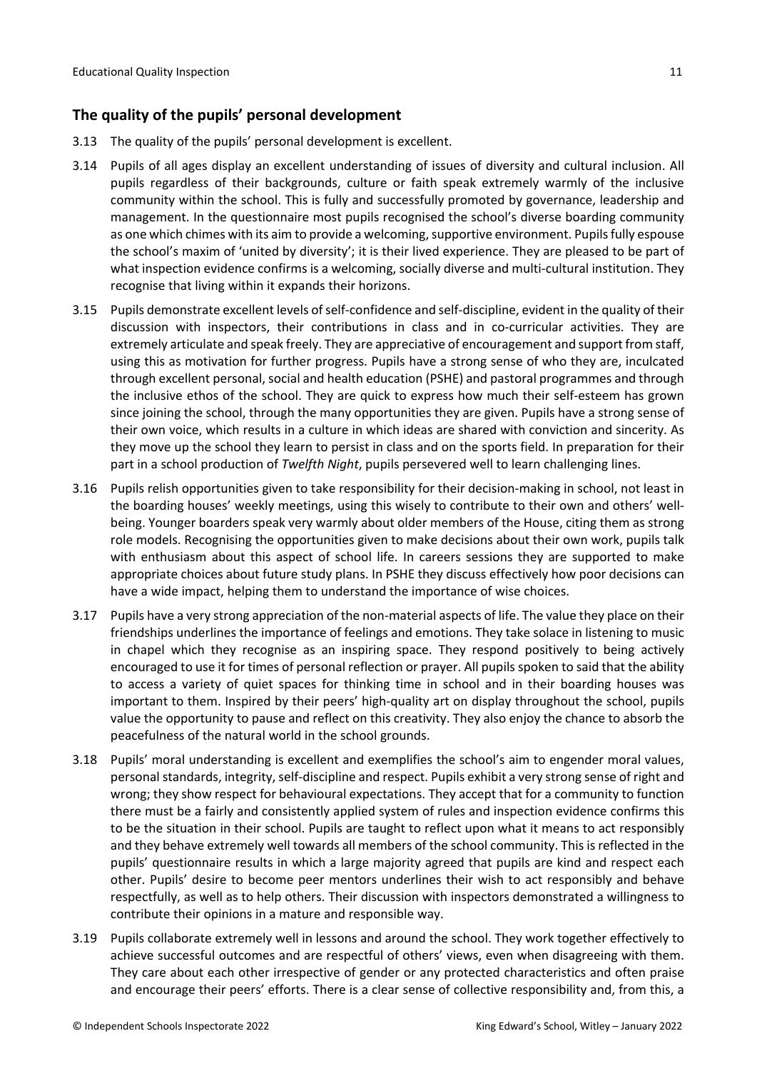## The quality of the pupils' personal development

3.13 The quality of the pupils' personal development is excellent.

3.14 Pupils of all ages display an excellent understanding of issues of diversity and cultural inclusion. All pupils regardless of their backgrounds, culture or faith speak extremely warmly of the inclusive community within the school. This is fully and successfully promoted by governance, leadership and management. In the questionnaire most pupils recognised the school's diverse boarding community as one which chimes with its aim to provide a welcoming, supportive environment. Pupils fully espouse the school's maxim of 'united by diversity'; it is their lived experience. They are pleased to be part of what inspection evidence confirms is a welcoming, socially diverse and multi-cultural institution. They recognise that living within it expands their horizons.

3.15 Pupils demonstrate excellent levels of self-confidence and self-discipline, evident in the quality of their discussion with inspectors, their contributions in class and in co-curricular activities. They are extremely articulate and speak freely. They are appreciative of encouragement and support from staff, using this as motivation for further progress. Pupils have a strong sense of who they are, inculcated through excellent personal, social and health education (PSHE) and pastoral programmes and through the inclusive ethos of the school. They are quick to express how much their self-esteem has grown since joining the school, through the many opportunities they are given. Pupils have a strong sense of their own voice, which results in a culture in which ideas are shared with conviction and sincerity. As they move up the school they learn to persist in class and on the sports field. In preparation for their part in a school production of *Twelfth Night*, pupils persevered well to learn challenging lines.

3.16 Pupils relish opportunities given to take responsibility for their decision-making in school, not least in the boarding houses' weekly meetings, using this wisely to contribute to their own and others' well-being. Younger boarders speak very warmly about older members of the House, citing them as strong role models. Recognising the opportunities given to make decisions about their own work, pupils talk with enthusiasm about this aspect of school life. In careers sessions they are supported to make appropriate choices about future study plans. In PSHE they discuss effectively how poor decisions can have a wide impact, helping them to understand the importance of wise choices.

3.17 Pupils have a very strong appreciation of the non-material aspects of life. The value they place on their friendships underlines the importance of feelings and emotions. They take solace in listening to music in chapel which they recognise as an inspiring space. They respond positively to being actively encouraged to use it for times of personal reflection or prayer. All pupils spoken to said that the ability to access a variety of quiet spaces for thinking time in school and in their boarding houses was important to them. Inspired by their peers' high-quality art on display throughout the school, pupils value the opportunity to pause and reflect on this creativity. They also enjoy the chance to absorb the peacefulness of the natural world in the school grounds.

3.18 Pupils' moral understanding is excellent and exemplifies the school's aim to engender moral values, personal standards, integrity, self-discipline and respect. Pupils exhibit a very strong sense of right and wrong; they show respect for behavioural expectations. They accept that for a community to function there must be a fairly and consistently applied system of rules and inspection evidence confirms this to be the situation in their school. Pupils are taught to reflect upon what it means to act responsibly and they behave extremely well towards all members of the school community. This is reflected in the pupils' questionnaire results in which a large majority agreed that pupils are kind and respect each other. Pupils' desire to become peer mentors underlines their wish to act responsibly and behave respectfully, as well as to help others. Their discussion with inspectors demonstrated a willingness to contribute their opinions in a mature and responsible way.

3.19 Pupils collaborate extremely well in lessons and around the school. They work together effectively to achieve successful outcomes and are respectful of others' views, even when disagreeing with them. They care about each other irrespective of gender or any protected characteristics and often praise and encourage their peers' efforts. There is a clear sense of collective responsibility and, from this, a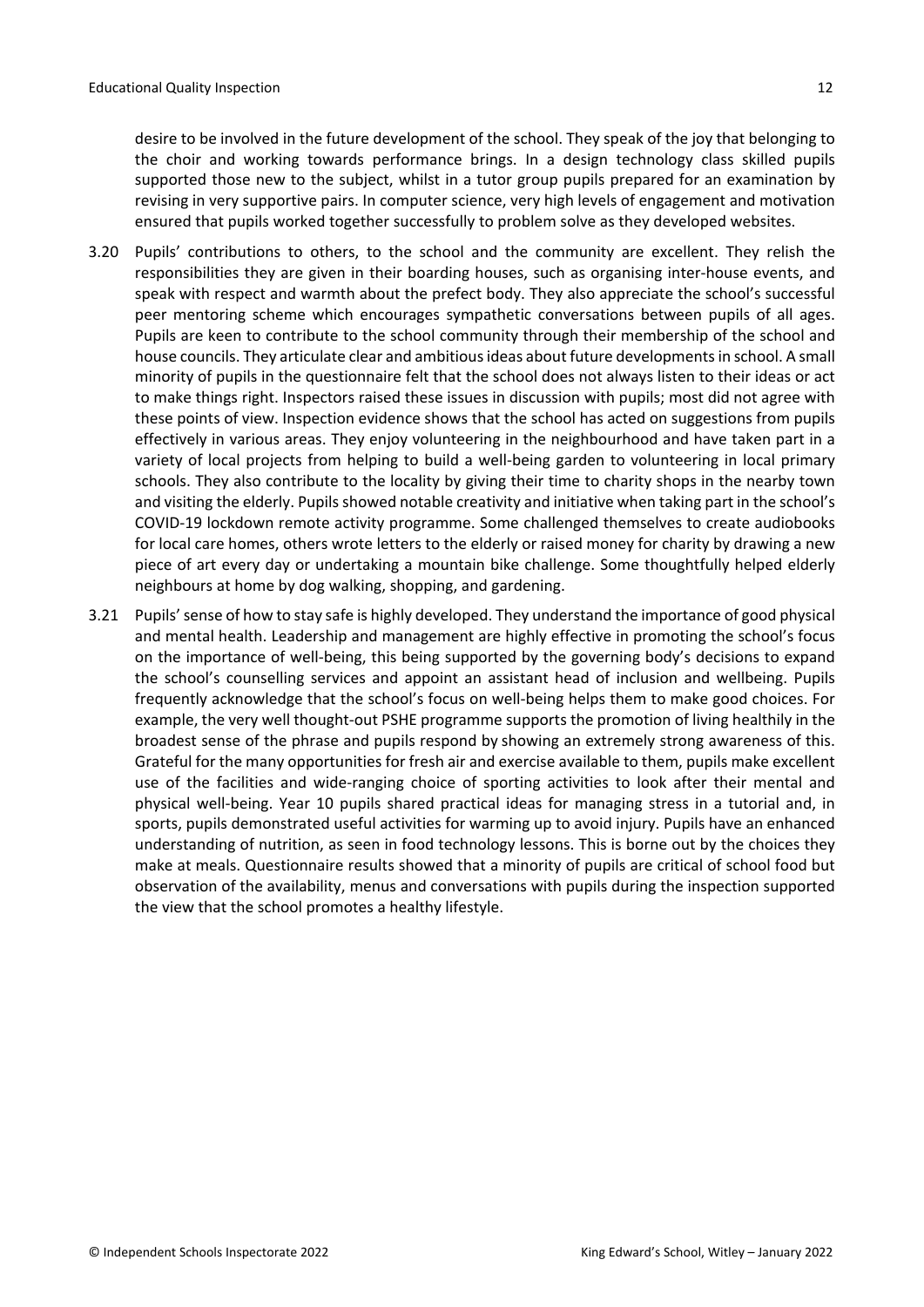desire to be involved in the future development of the school. They speak of the joy that belonging to the choir and working towards performance brings. In a design technology class skilled pupils supported those new to the subject, whilst in a tutor group pupils prepared for an examination by revising in very supportive pairs. In computer science, very high levels of engagement and motivation ensured that pupils worked together successfully to problem solve as they developed websites.

3.20 Pupils' contributions to others, to the school and the community are excellent. They relish the responsibilities they are given in their boarding houses, such as organising inter-house events, and speak with respect and warmth about the prefect body. They also appreciate the school's successful peer mentoring scheme which encourages sympathetic conversations between pupils of all ages. Pupils are keen to contribute to the school community through their membership of the school and house councils. They articulate clear and ambitious ideas about future developments in school. A small minority of pupils in the questionnaire felt that the school does not always listen to their ideas or act to make things right. Inspectors raised these issues in discussion with pupils; most did not agree with these points of view. Inspection evidence shows that the school has acted on suggestions from pupils effectively in various areas. They enjoy volunteering in the neighbourhood and have taken part in a variety of local projects from helping to build a well-being garden to volunteering in local primary schools. They also contribute to the locality by giving their time to charity shops in the nearby town and visiting the elderly. Pupils showed notable creativity and initiative when taking part in the school's COVID-19 lockdown remote activity programme. Some challenged themselves to create audiobooks for local care homes, others wrote letters to the elderly or raised money for charity by drawing a new piece of art every day or undertaking a mountain bike challenge. Some thoughtfully helped elderly neighbours at home by dog walking, shopping, and gardening.

3.21 Pupils' sense of how to stay safe is highly developed. They understand the importance of good physical and mental health. Leadership and management are highly effective in promoting the school's focus on the importance of well-being, this being supported by the governing body's decisions to expand the school's counselling services and appoint an assistant head of inclusion and wellbeing. Pupils frequently acknowledge that the school's focus on well-being helps them to make good choices. For example, the very well thought-out PSHE programme supports the promotion of living healthily in the broadest sense of the phrase and pupils respond by showing an extremely strong awareness of this. Grateful for the many opportunities for fresh air and exercise available to them, pupils make excellent use of the facilities and wide-ranging choice of sporting activities to look after their mental and physical well-being. Year 10 pupils shared practical ideas for managing stress in a tutorial and, in sports, pupils demonstrated useful activities for warming up to avoid injury. Pupils have an enhanced understanding of nutrition, as seen in food technology lessons. This is borne out by the choices they make at meals. Questionnaire results showed that a minority of pupils are critical of school food but observation of the availability, menus and conversations with pupils during the inspection supported the view that the school promotes a healthy lifestyle.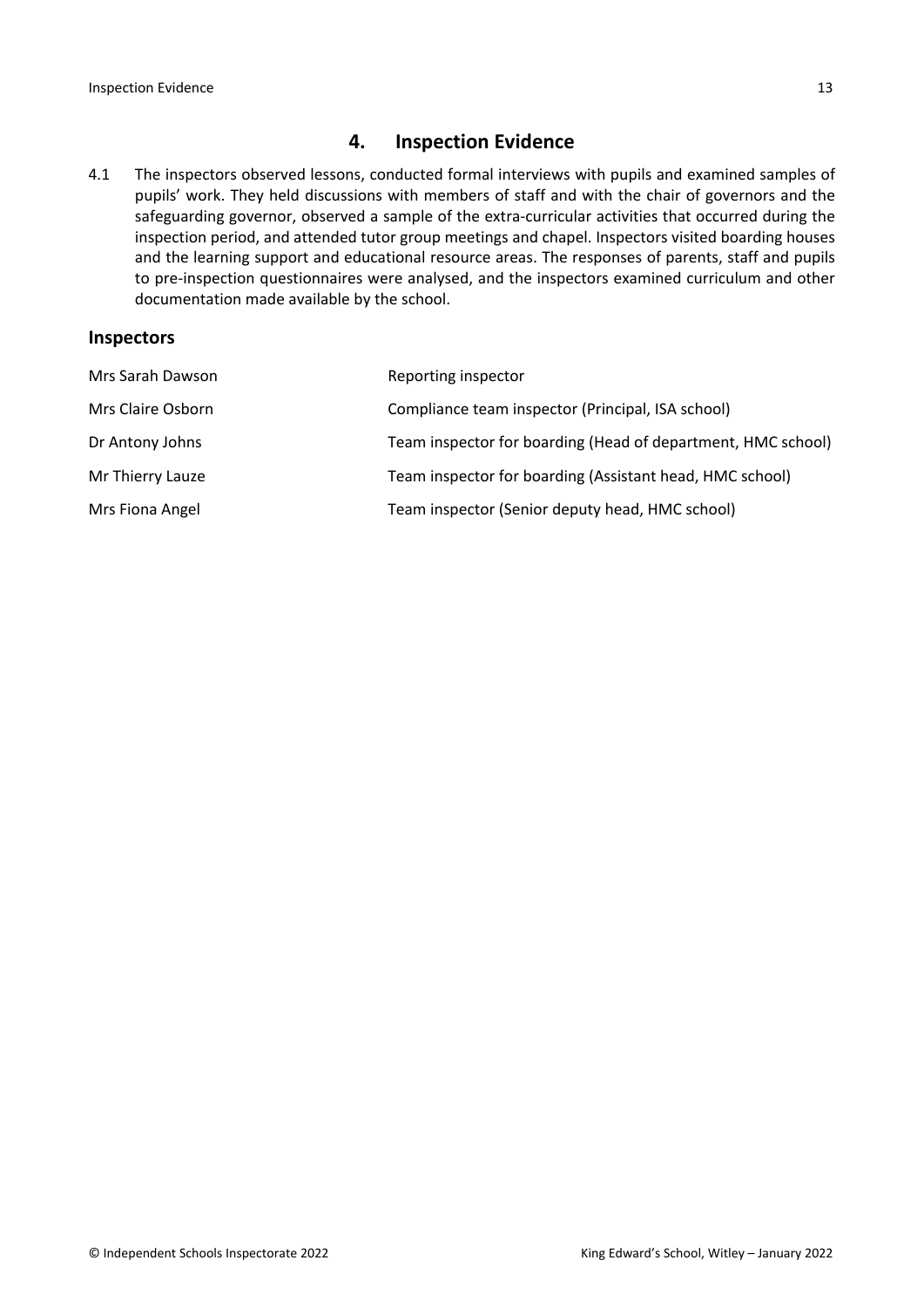## 4. Inspection Evidence

4.1 The inspectors observed lessons, conducted formal interviews with pupils and examined samples of pupils' work. They held discussions with members of staff and with the chair of governors and the safeguarding governor, observed a sample of the extra-curricular activities that occurred during the inspection period, and attended tutor group meetings and chapel. Inspectors visited boarding houses and the learning support and educational resource areas. The responses of parents, staff and pupils to pre-inspection questionnaires were analysed, and the inspectors examined curriculum and other documentation made available by the school.

### Inspectors

| | |
|---|---|
| Mrs Sarah Dawson | Reporting inspector |
| Mrs Claire Osborn | Compliance team inspector (Principal, ISA school) |
| Dr Antony Johns | Team inspector for boarding (Head of department, HMC school) |
| Mr Thierry Lauze | Team inspector for boarding (Assistant head, HMC school) |
| Mrs Fiona Angel | Team inspector (Senior deputy head, HMC school) |